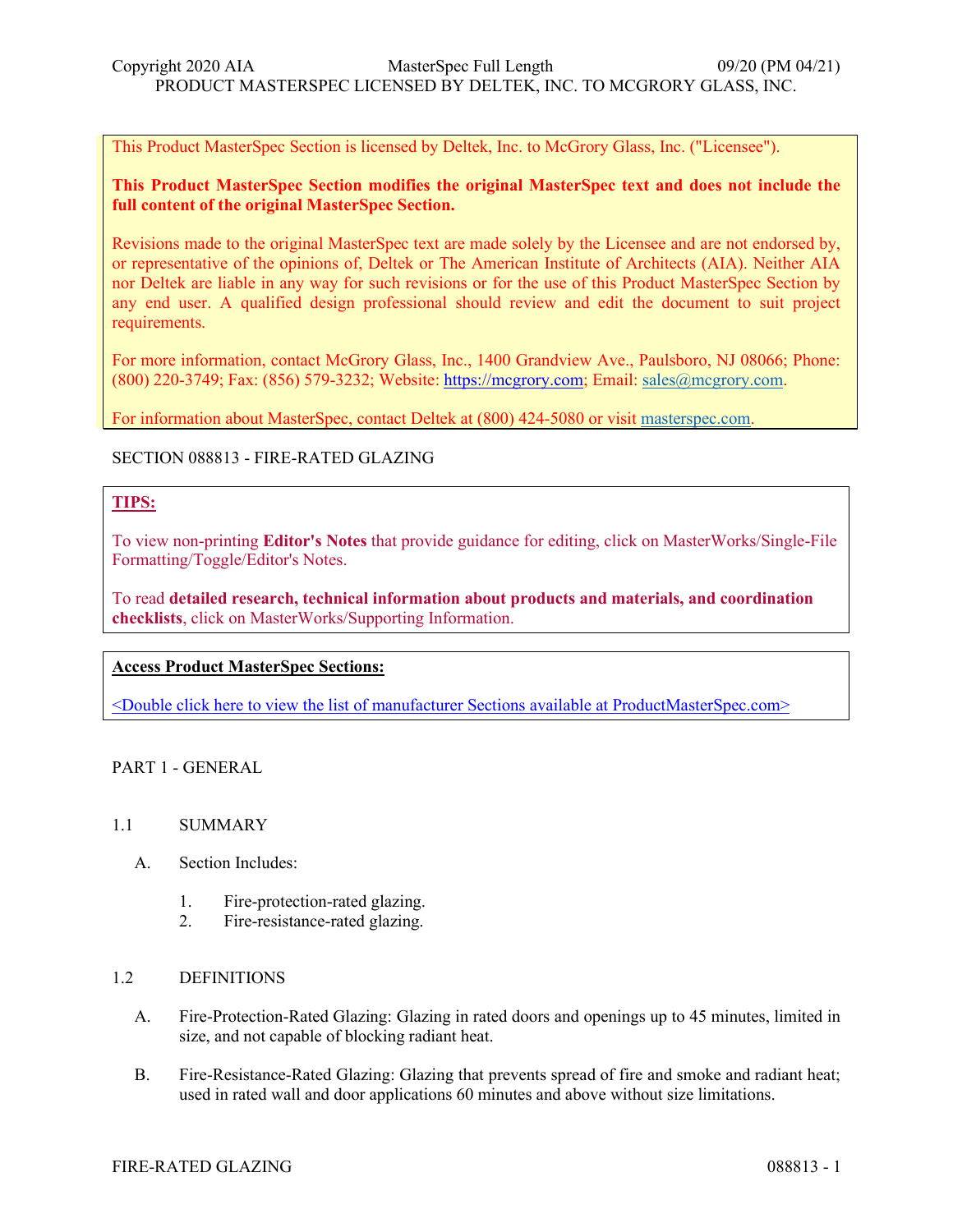This Product MasterSpec Section is licensed by Deltek, Inc. to McGrory Glass, Inc. ("Licensee").

**This Product MasterSpec Section modifies the original MasterSpec text and does not include the full content of the original MasterSpec Section.**

Revisions made to the original MasterSpec text are made solely by the Licensee and are not endorsed by, or representative of the opinions of, Deltek or The American Institute of Architects (AIA). Neither AIA nor Deltek are liable in any way for such revisions or for the use of this Product MasterSpec Section by any end user. A qualified design professional should review and edit the document to suit project requirements.

For more information, contact McGrory Glass, Inc., 1400 Grandview Ave., Paulsboro, NJ 08066; Phone: (800) 220-3749; Fax: (856) 579-3232; Website: https://mcgrory.com; Email: sales@mcgrory.com.

For information about MasterSpec, contact Deltek at (800) 424-5080 or visit masterspec.com.

# SECTION 088813 - FIRE-RATED GLAZING

**TIPS:**

To view non-printing **Editor's Notes** that provide guidance for editing, click on MasterWorks/Single-File Formatting/Toggle/Editor's Notes.

To read **detailed research, technical information about products and materials, and coordination checklists**, click on MasterWorks/Supporting Information.

**Access Product MasterSpec Sections:**

<Double click here to view the list of manufacturer Sections available at ProductMasterSpec.com>

## PART 1 - GENERAL

### 1.1 SUMMARY

A. Section Includes:

1. Fire-protection-rated glazing.
2. Fire-resistance-rated glazing.

### 1.2 DEFINITIONS

A. Fire-Protection-Rated Glazing: Glazing in rated doors and openings up to 45 minutes, limited in size, and not capable of blocking radiant heat.

B. Fire-Resistance-Rated Glazing: Glazing that prevents spread of fire and smoke and radiant heat; used in rated wall and door applications 60 minutes and above without size limitations.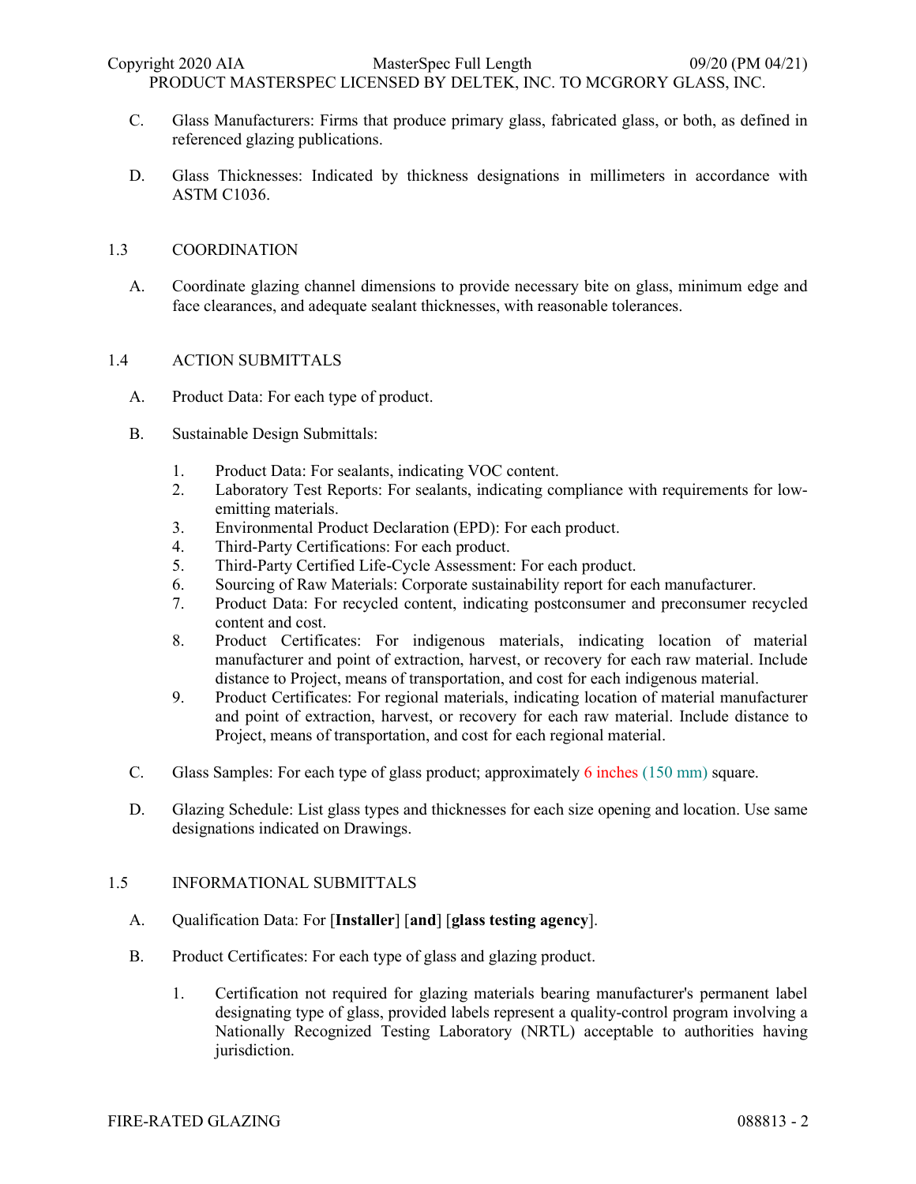C. Glass Manufacturers: Firms that produce primary glass, fabricated glass, or both, as defined in referenced glazing publications.

D. Glass Thicknesses: Indicated by thickness designations in millimeters in accordance with ASTM C1036.

## 1.3 COORDINATION

A. Coordinate glazing channel dimensions to provide necessary bite on glass, minimum edge and face clearances, and adequate sealant thicknesses, with reasonable tolerances.

## 1.4 ACTION SUBMITTALS

A. Product Data: For each type of product.

B. Sustainable Design Submittals:

1. Product Data: For sealants, indicating VOC content.
2. Laboratory Test Reports: For sealants, indicating compliance with requirements for low-emitting materials.
3. Environmental Product Declaration (EPD): For each product.
4. Third-Party Certifications: For each product.
5. Third-Party Certified Life-Cycle Assessment: For each product.
6. Sourcing of Raw Materials: Corporate sustainability report for each manufacturer.
7. Product Data: For recycled content, indicating postconsumer and preconsumer recycled content and cost.
8. Product Certificates: For indigenous materials, indicating location of material manufacturer and point of extraction, harvest, or recovery for each raw material. Include distance to Project, means of transportation, and cost for each indigenous material.
9. Product Certificates: For regional materials, indicating location of material manufacturer and point of extraction, harvest, or recovery for each raw material. Include distance to Project, means of transportation, and cost for each regional material.

C. Glass Samples: For each type of glass product; approximately 6 inches (150 mm) square.

D. Glazing Schedule: List glass types and thicknesses for each size opening and location. Use same designations indicated on Drawings.

## 1.5 INFORMATIONAL SUBMITTALS

A. Qualification Data: For [**Installer**] [**and**] [**glass testing agency**].

B. Product Certificates: For each type of glass and glazing product.

1. Certification not required for glazing materials bearing manufacturer's permanent label designating type of glass, provided labels represent a quality-control program involving a Nationally Recognized Testing Laboratory (NRTL) acceptable to authorities having jurisdiction.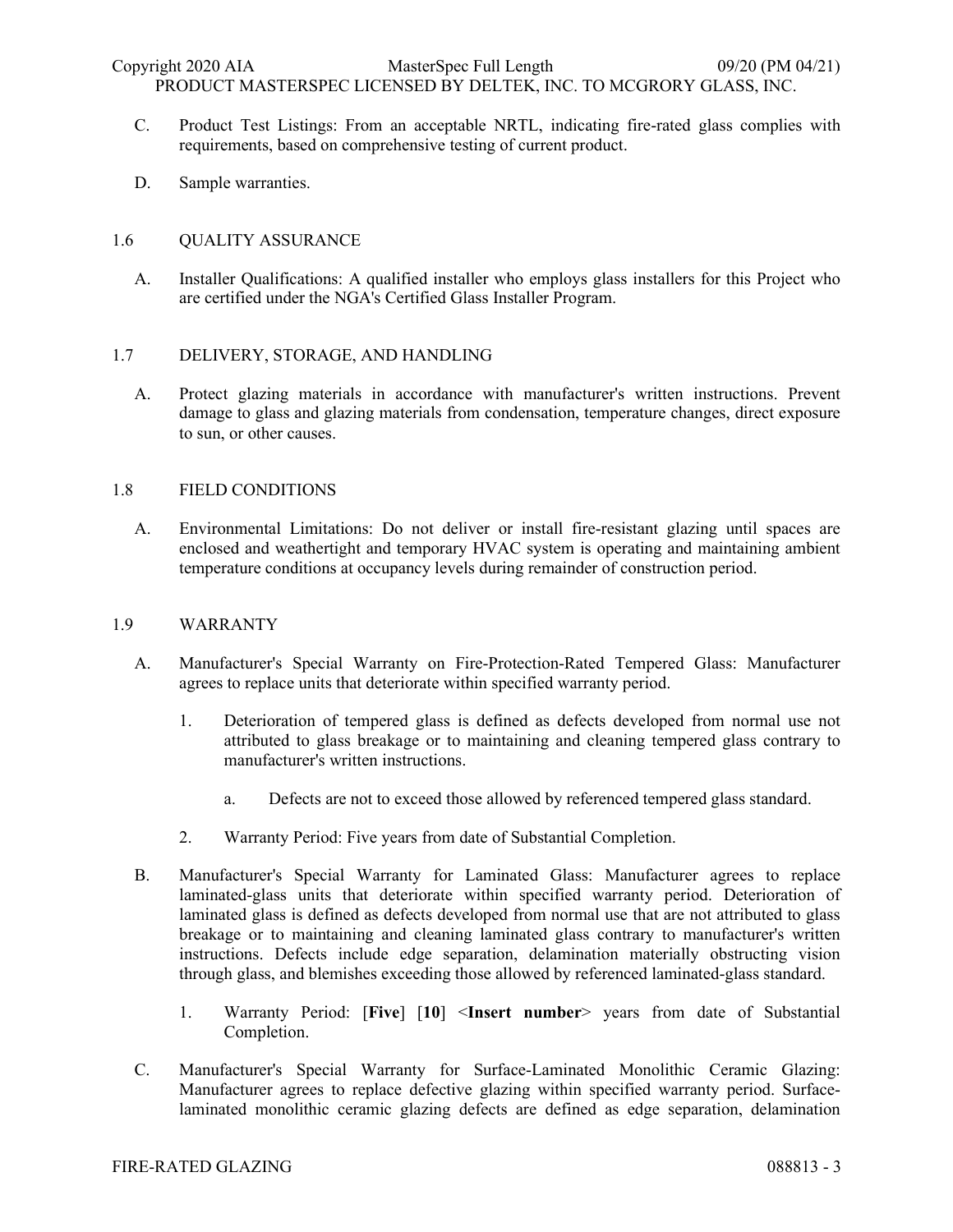C. Product Test Listings: From an acceptable NRTL, indicating fire-rated glass complies with requirements, based on comprehensive testing of current product.

D. Sample warranties.

## 1.6 QUALITY ASSURANCE

A. Installer Qualifications: A qualified installer who employs glass installers for this Project who are certified under the NGA's Certified Glass Installer Program.

## 1.7 DELIVERY, STORAGE, AND HANDLING

A. Protect glazing materials in accordance with manufacturer's written instructions. Prevent damage to glass and glazing materials from condensation, temperature changes, direct exposure to sun, or other causes.

## 1.8 FIELD CONDITIONS

A. Environmental Limitations: Do not deliver or install fire-resistant glazing until spaces are enclosed and weathertight and temporary HVAC system is operating and maintaining ambient temperature conditions at occupancy levels during remainder of construction period.

## 1.9 WARRANTY

A. Manufacturer's Special Warranty on Fire-Protection-Rated Tempered Glass: Manufacturer agrees to replace units that deteriorate within specified warranty period.

1. Deterioration of tempered glass is defined as defects developed from normal use not attributed to glass breakage or to maintaining and cleaning tempered glass contrary to manufacturer's written instructions.

   a. Defects are not to exceed those allowed by referenced tempered glass standard.

2. Warranty Period: Five years from date of Substantial Completion.

B. Manufacturer's Special Warranty for Laminated Glass: Manufacturer agrees to replace laminated-glass units that deteriorate within specified warranty period. Deterioration of laminated glass is defined as defects developed from normal use that are not attributed to glass breakage or to maintaining and cleaning laminated glass contrary to manufacturer's written instructions. Defects include edge separation, delamination materially obstructing vision through glass, and blemishes exceeding those allowed by referenced laminated-glass standard.

1. Warranty Period: [**Five**] [**10**] <**Insert number**> years from date of Substantial Completion.

C. Manufacturer's Special Warranty for Surface-Laminated Monolithic Ceramic Glazing: Manufacturer agrees to replace defective glazing within specified warranty period. Surface-laminated monolithic ceramic glazing defects are defined as edge separation, delamination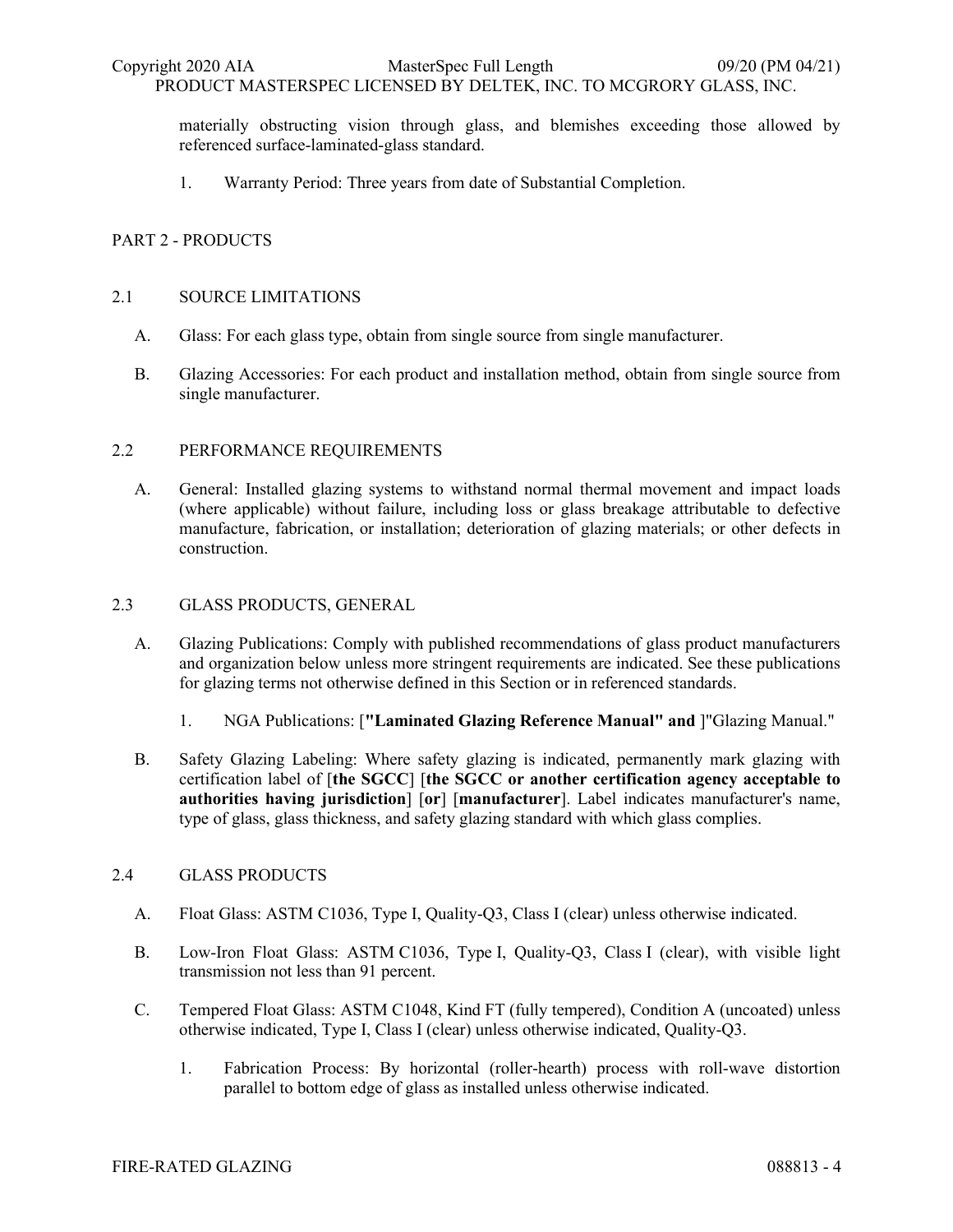materially obstructing vision through glass, and blemishes exceeding those allowed by referenced surface-laminated-glass standard.

1. Warranty Period: Three years from date of Substantial Completion.

## PART 2 - PRODUCTS

### 2.1 SOURCE LIMITATIONS

A. Glass: For each glass type, obtain from single source from single manufacturer.

B. Glazing Accessories: For each product and installation method, obtain from single source from single manufacturer.

### 2.2 PERFORMANCE REQUIREMENTS

A. General: Installed glazing systems to withstand normal thermal movement and impact loads (where applicable) without failure, including loss or glass breakage attributable to defective manufacture, fabrication, or installation; deterioration of glazing materials; or other defects in construction.

### 2.3 GLASS PRODUCTS, GENERAL

A. Glazing Publications: Comply with published recommendations of glass product manufacturers and organization below unless more stringent requirements are indicated. See these publications for glazing terms not otherwise defined in this Section or in referenced standards.

1. NGA Publications: [**"Laminated Glazing Reference Manual" and** ]"Glazing Manual."

B. Safety Glazing Labeling: Where safety glazing is indicated, permanently mark glazing with certification label of [**the SGCC**] [**the SGCC or another certification agency acceptable to authorities having jurisdiction**] [**or**] [**manufacturer**]. Label indicates manufacturer's name, type of glass, glass thickness, and safety glazing standard with which glass complies.

### 2.4 GLASS PRODUCTS

A. Float Glass: ASTM C1036, Type I, Quality-Q3, Class I (clear) unless otherwise indicated.

B. Low-Iron Float Glass: ASTM C1036, Type I, Quality-Q3, Class I (clear), with visible light transmission not less than 91 percent.

C. Tempered Float Glass: ASTM C1048, Kind FT (fully tempered), Condition A (uncoated) unless otherwise indicated, Type I, Class I (clear) unless otherwise indicated, Quality-Q3.

1. Fabrication Process: By horizontal (roller-hearth) process with roll-wave distortion parallel to bottom edge of glass as installed unless otherwise indicated.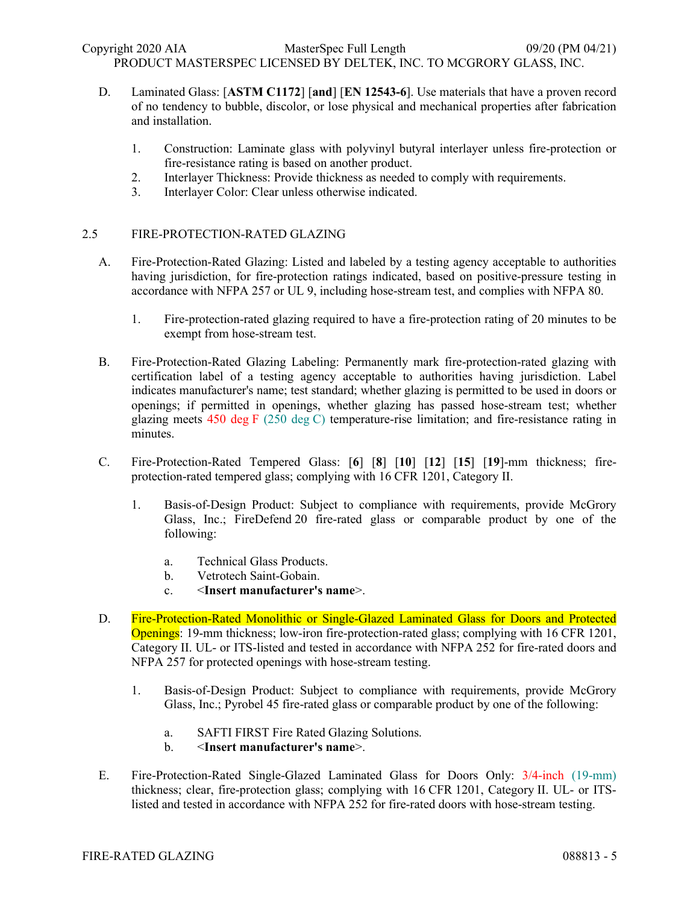D. Laminated Glass: [**ASTM C1172**] [**and**] [**EN 12543-6**]. Use materials that have a proven record of no tendency to bubble, discolor, or lose physical and mechanical properties after fabrication and installation.

1. Construction: Laminate glass with polyvinyl butyral interlayer unless fire-protection or fire-resistance rating is based on another product.
2. Interlayer Thickness: Provide thickness as needed to comply with requirements.
3. Interlayer Color: Clear unless otherwise indicated.

## 2.5 FIRE-PROTECTION-RATED GLAZING

A. Fire-Protection-Rated Glazing: Listed and labeled by a testing agency acceptable to authorities having jurisdiction, for fire-protection ratings indicated, based on positive-pressure testing in accordance with NFPA 257 or UL 9, including hose-stream test, and complies with NFPA 80.

1. Fire-protection-rated glazing required to have a fire-protection rating of 20 minutes to be exempt from hose-stream test.

B. Fire-Protection-Rated Glazing Labeling: Permanently mark fire-protection-rated glazing with certification label of a testing agency acceptable to authorities having jurisdiction. Label indicates manufacturer's name; test standard; whether glazing is permitted to be used in doors or openings; if permitted in openings, whether glazing has passed hose-stream test; whether glazing meets 450 deg F (250 deg C) temperature-rise limitation; and fire-resistance rating in minutes.

C. Fire-Protection-Rated Tempered Glass: [**6**] [**8**] [**10**] [**12**] [**15**] [**19**]-mm thickness; fire-protection-rated tempered glass; complying with 16 CFR 1201, Category II.

1. Basis-of-Design Product: Subject to compliance with requirements, provide McGrory Glass, Inc.; FireDefend 20 fire-rated glass or comparable product by one of the following:
   a. Technical Glass Products.
   b. Vetrotech Saint-Gobain.
   c. <**Insert manufacturer's name**>.

D. Fire-Protection-Rated Monolithic or Single-Glazed Laminated Glass for Doors and Protected Openings: 19-mm thickness; low-iron fire-protection-rated glass; complying with 16 CFR 1201, Category II. UL- or ITS-listed and tested in accordance with NFPA 252 for fire-rated doors and NFPA 257 for protected openings with hose-stream testing.

1. Basis-of-Design Product: Subject to compliance with requirements, provide McGrory Glass, Inc.; Pyrobel 45 fire-rated glass or comparable product by one of the following:
   a. SAFTI FIRST Fire Rated Glazing Solutions.
   b. <**Insert manufacturer's name**>.

E. Fire-Protection-Rated Single-Glazed Laminated Glass for Doors Only: 3/4-inch (19-mm) thickness; clear, fire-protection glass; complying with 16 CFR 1201, Category II. UL- or ITS-listed and tested in accordance with NFPA 252 for fire-rated doors with hose-stream testing.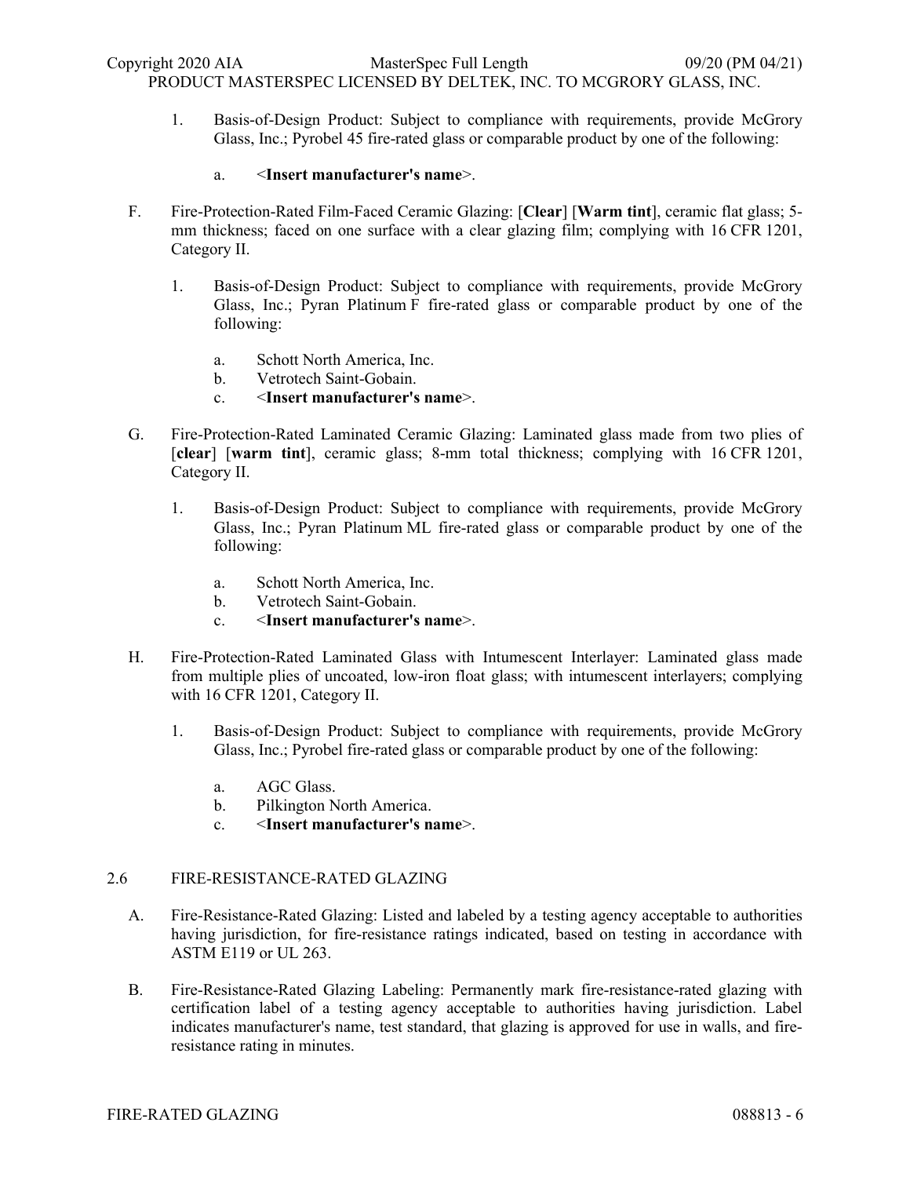1. Basis-of-Design Product: Subject to compliance with requirements, provide McGrory Glass, Inc.; Pyrobel 45 fire-rated glass or comparable product by one of the following:

   a. <**Insert manufacturer's name**>.

F. Fire-Protection-Rated Film-Faced Ceramic Glazing: [**Clear**] [**Warm tint**], ceramic flat glass; 5-mm thickness; faced on one surface with a clear glazing film; complying with 16 CFR 1201, Category II.

   1. Basis-of-Design Product: Subject to compliance with requirements, provide McGrory Glass, Inc.; Pyran Platinum F fire-rated glass or comparable product by one of the following:

      a. Schott North America, Inc.
      b. Vetrotech Saint-Gobain.
      c. <**Insert manufacturer's name**>.

G. Fire-Protection-Rated Laminated Ceramic Glazing: Laminated glass made from two plies of [**clear**] [**warm tint**], ceramic glass; 8-mm total thickness; complying with 16 CFR 1201, Category II.

   1. Basis-of-Design Product: Subject to compliance with requirements, provide McGrory Glass, Inc.; Pyran Platinum ML fire-rated glass or comparable product by one of the following:

      a. Schott North America, Inc.
      b. Vetrotech Saint-Gobain.
      c. <**Insert manufacturer's name**>.

H. Fire-Protection-Rated Laminated Glass with Intumescent Interlayer: Laminated glass made from multiple plies of uncoated, low-iron float glass; with intumescent interlayers; complying with 16 CFR 1201, Category II.

   1. Basis-of-Design Product: Subject to compliance with requirements, provide McGrory Glass, Inc.; Pyrobel fire-rated glass or comparable product by one of the following:

      a. AGC Glass.
      b. Pilkington North America.
      c. <**Insert manufacturer's name**>.

## 2.6 FIRE-RESISTANCE-RATED GLAZING

A. Fire-Resistance-Rated Glazing: Listed and labeled by a testing agency acceptable to authorities having jurisdiction, for fire-resistance ratings indicated, based on testing in accordance with ASTM E119 or UL 263.

B. Fire-Resistance-Rated Glazing Labeling: Permanently mark fire-resistance-rated glazing with certification label of a testing agency acceptable to authorities having jurisdiction. Label indicates manufacturer's name, test standard, that glazing is approved for use in walls, and fire-resistance rating in minutes.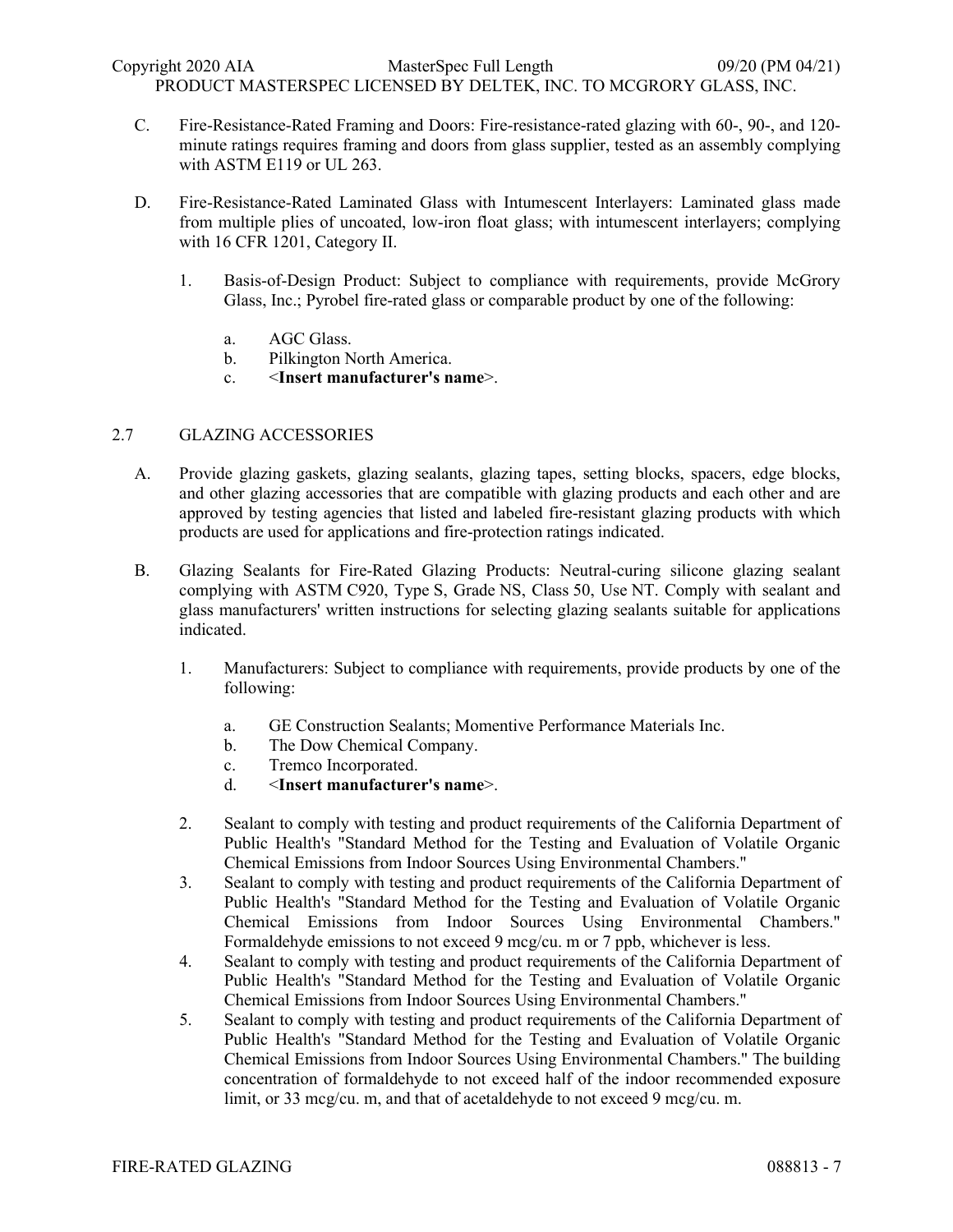C. Fire-Resistance-Rated Framing and Doors: Fire-resistance-rated glazing with 60-, 90-, and 120-minute ratings requires framing and doors from glass supplier, tested as an assembly complying with ASTM E119 or UL 263.

D. Fire-Resistance-Rated Laminated Glass with Intumescent Interlayers: Laminated glass made from multiple plies of uncoated, low-iron float glass; with intumescent interlayers; complying with 16 CFR 1201, Category II.

1. Basis-of-Design Product: Subject to compliance with requirements, provide McGrory Glass, Inc.; Pyrobel fire-rated glass or comparable product by one of the following:

   a. AGC Glass.
   b. Pilkington North America.
   c. <**Insert manufacturer's name**>.

## 2.7 GLAZING ACCESSORIES

A. Provide glazing gaskets, glazing sealants, glazing tapes, setting blocks, spacers, edge blocks, and other glazing accessories that are compatible with glazing products and each other and are approved by testing agencies that listed and labeled fire-resistant glazing products with which products are used for applications and fire-protection ratings indicated.

B. Glazing Sealants for Fire-Rated Glazing Products: Neutral-curing silicone glazing sealant complying with ASTM C920, Type S, Grade NS, Class 50, Use NT. Comply with sealant and glass manufacturers' written instructions for selecting glazing sealants suitable for applications indicated.

1. Manufacturers: Subject to compliance with requirements, provide products by one of the following:

   a. GE Construction Sealants; Momentive Performance Materials Inc.
   b. The Dow Chemical Company.
   c. Tremco Incorporated.
   d. <**Insert manufacturer's name**>.

2. Sealant to comply with testing and product requirements of the California Department of Public Health's "Standard Method for the Testing and Evaluation of Volatile Organic Chemical Emissions from Indoor Sources Using Environmental Chambers."

3. Sealant to comply with testing and product requirements of the California Department of Public Health's "Standard Method for the Testing and Evaluation of Volatile Organic Chemical Emissions from Indoor Sources Using Environmental Chambers." Formaldehyde emissions to not exceed 9 mcg/cu. m or 7 ppb, whichever is less.

4. Sealant to comply with testing and product requirements of the California Department of Public Health's "Standard Method for the Testing and Evaluation of Volatile Organic Chemical Emissions from Indoor Sources Using Environmental Chambers."

5. Sealant to comply with testing and product requirements of the California Department of Public Health's "Standard Method for the Testing and Evaluation of Volatile Organic Chemical Emissions from Indoor Sources Using Environmental Chambers." The building concentration of formaldehyde to not exceed half of the indoor recommended exposure limit, or 33 mcg/cu. m, and that of acetaldehyde to not exceed 9 mcg/cu. m.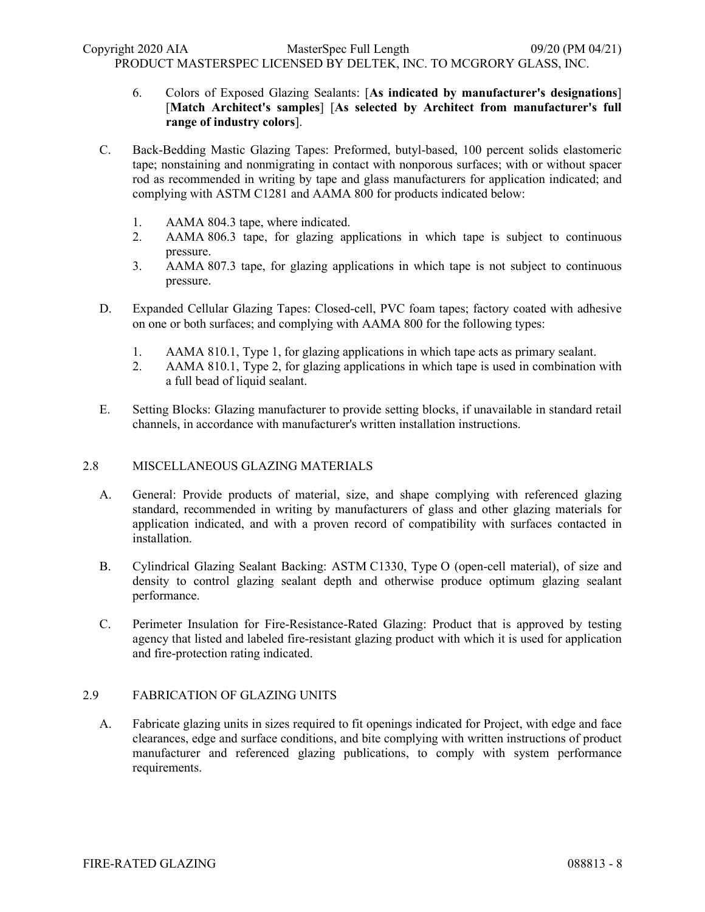6. Colors of Exposed Glazing Sealants: [**As indicated by manufacturer's designations**] [**Match Architect's samples**] [**As selected by Architect from manufacturer's full range of industry colors**].

C. Back-Bedding Mastic Glazing Tapes: Preformed, butyl-based, 100 percent solids elastomeric tape; nonstaining and nonmigrating in contact with nonporous surfaces; with or without spacer rod as recommended in writing by tape and glass manufacturers for application indicated; and complying with ASTM C1281 and AAMA 800 for products indicated below:

1. AAMA 804.3 tape, where indicated.
2. AAMA 806.3 tape, for glazing applications in which tape is subject to continuous pressure.
3. AAMA 807.3 tape, for glazing applications in which tape is not subject to continuous pressure.

D. Expanded Cellular Glazing Tapes: Closed-cell, PVC foam tapes; factory coated with adhesive on one or both surfaces; and complying with AAMA 800 for the following types:

1. AAMA 810.1, Type 1, for glazing applications in which tape acts as primary sealant.
2. AAMA 810.1, Type 2, for glazing applications in which tape is used in combination with a full bead of liquid sealant.

E. Setting Blocks: Glazing manufacturer to provide setting blocks, if unavailable in standard retail channels, in accordance with manufacturer's written installation instructions.

## 2.8 MISCELLANEOUS GLAZING MATERIALS

A. General: Provide products of material, size, and shape complying with referenced glazing standard, recommended in writing by manufacturers of glass and other glazing materials for application indicated, and with a proven record of compatibility with surfaces contacted in installation.

B. Cylindrical Glazing Sealant Backing: ASTM C1330, Type O (open-cell material), of size and density to control glazing sealant depth and otherwise produce optimum glazing sealant performance.

C. Perimeter Insulation for Fire-Resistance-Rated Glazing: Product that is approved by testing agency that listed and labeled fire-resistant glazing product with which it is used for application and fire-protection rating indicated.

## 2.9 FABRICATION OF GLAZING UNITS

A. Fabricate glazing units in sizes required to fit openings indicated for Project, with edge and face clearances, edge and surface conditions, and bite complying with written instructions of product manufacturer and referenced glazing publications, to comply with system performance requirements.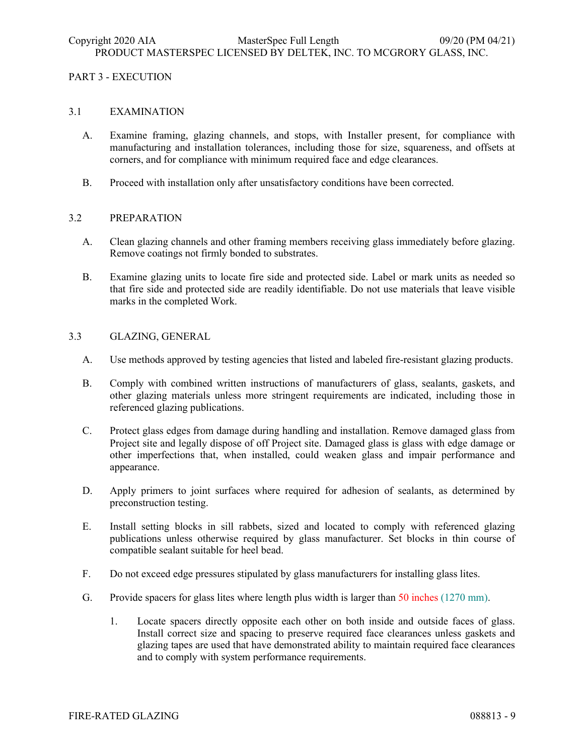## PART 3 - EXECUTION

### 3.1 EXAMINATION

A. Examine framing, glazing channels, and stops, with Installer present, for compliance with manufacturing and installation tolerances, including those for size, squareness, and offsets at corners, and for compliance with minimum required face and edge clearances.

B. Proceed with installation only after unsatisfactory conditions have been corrected.

### 3.2 PREPARATION

A. Clean glazing channels and other framing members receiving glass immediately before glazing. Remove coatings not firmly bonded to substrates.

B. Examine glazing units to locate fire side and protected side. Label or mark units as needed so that fire side and protected side are readily identifiable. Do not use materials that leave visible marks in the completed Work.

### 3.3 GLAZING, GENERAL

A. Use methods approved by testing agencies that listed and labeled fire-resistant glazing products.

B. Comply with combined written instructions of manufacturers of glass, sealants, gaskets, and other glazing materials unless more stringent requirements are indicated, including those in referenced glazing publications.

C. Protect glass edges from damage during handling and installation. Remove damaged glass from Project site and legally dispose of off Project site. Damaged glass is glass with edge damage or other imperfections that, when installed, could weaken glass and impair performance and appearance.

D. Apply primers to joint surfaces where required for adhesion of sealants, as determined by preconstruction testing.

E. Install setting blocks in sill rabbets, sized and located to comply with referenced glazing publications unless otherwise required by glass manufacturer. Set blocks in thin course of compatible sealant suitable for heel bead.

F. Do not exceed edge pressures stipulated by glass manufacturers for installing glass lites.

G. Provide spacers for glass lites where length plus width is larger than 50 inches (1270 mm).

1. Locate spacers directly opposite each other on both inside and outside faces of glass. Install correct size and spacing to preserve required face clearances unless gaskets and glazing tapes are used that have demonstrated ability to maintain required face clearances and to comply with system performance requirements.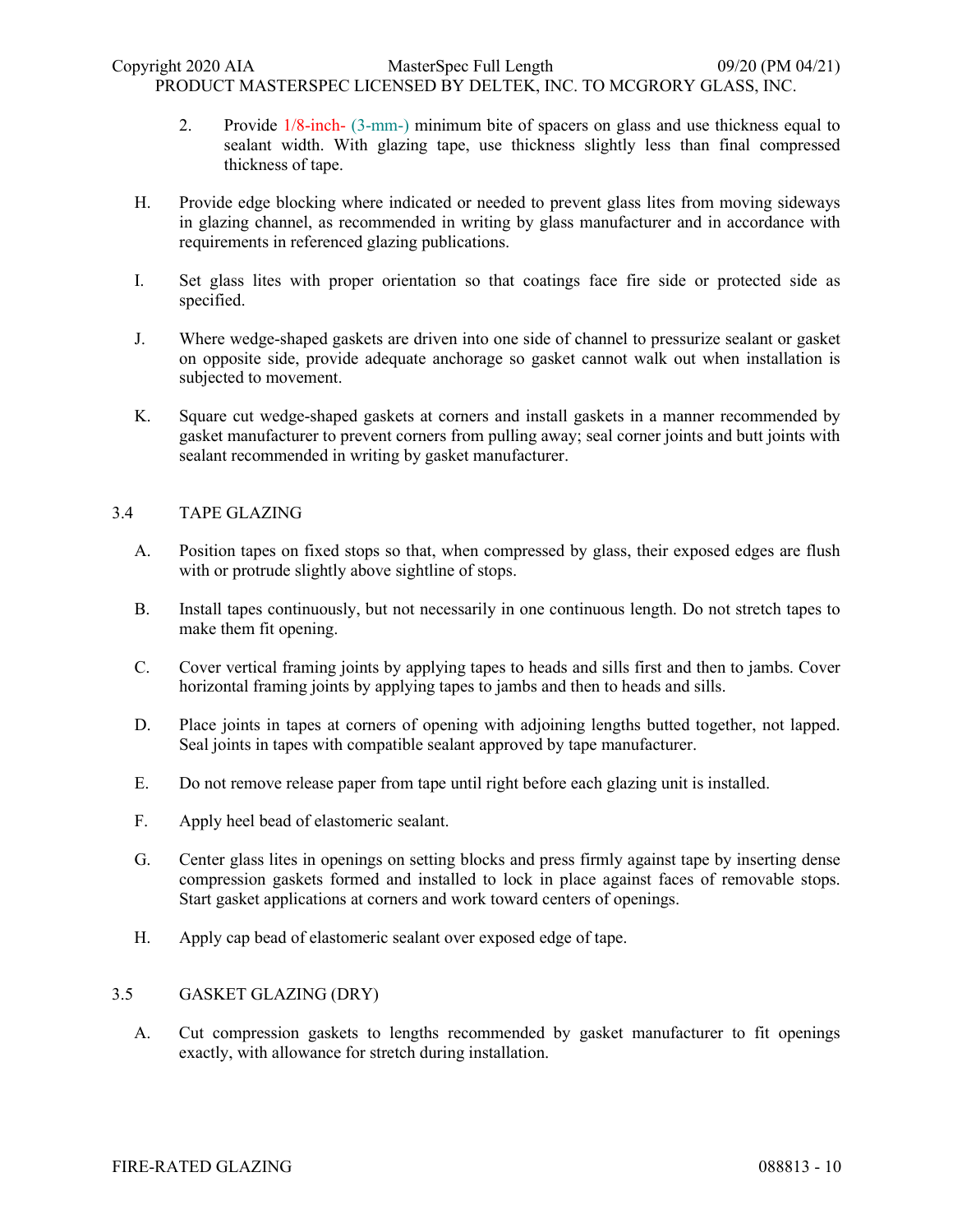2. Provide 1/8-inch- (3-mm-) minimum bite of spacers on glass and use thickness equal to sealant width. With glazing tape, use thickness slightly less than final compressed thickness of tape.

H. Provide edge blocking where indicated or needed to prevent glass lites from moving sideways in glazing channel, as recommended in writing by glass manufacturer and in accordance with requirements in referenced glazing publications.

I. Set glass lites with proper orientation so that coatings face fire side or protected side as specified.

J. Where wedge-shaped gaskets are driven into one side of channel to pressurize sealant or gasket on opposite side, provide adequate anchorage so gasket cannot walk out when installation is subjected to movement.

K. Square cut wedge-shaped gaskets at corners and install gaskets in a manner recommended by gasket manufacturer to prevent corners from pulling away; seal corner joints and butt joints with sealant recommended in writing by gasket manufacturer.

## 3.4 TAPE GLAZING

A. Position tapes on fixed stops so that, when compressed by glass, their exposed edges are flush with or protrude slightly above sightline of stops.

B. Install tapes continuously, but not necessarily in one continuous length. Do not stretch tapes to make them fit opening.

C. Cover vertical framing joints by applying tapes to heads and sills first and then to jambs. Cover horizontal framing joints by applying tapes to jambs and then to heads and sills.

D. Place joints in tapes at corners of opening with adjoining lengths butted together, not lapped. Seal joints in tapes with compatible sealant approved by tape manufacturer.

E. Do not remove release paper from tape until right before each glazing unit is installed.

F. Apply heel bead of elastomeric sealant.

G. Center glass lites in openings on setting blocks and press firmly against tape by inserting dense compression gaskets formed and installed to lock in place against faces of removable stops. Start gasket applications at corners and work toward centers of openings.

H. Apply cap bead of elastomeric sealant over exposed edge of tape.

## 3.5 GASKET GLAZING (DRY)

A. Cut compression gaskets to lengths recommended by gasket manufacturer to fit openings exactly, with allowance for stretch during installation.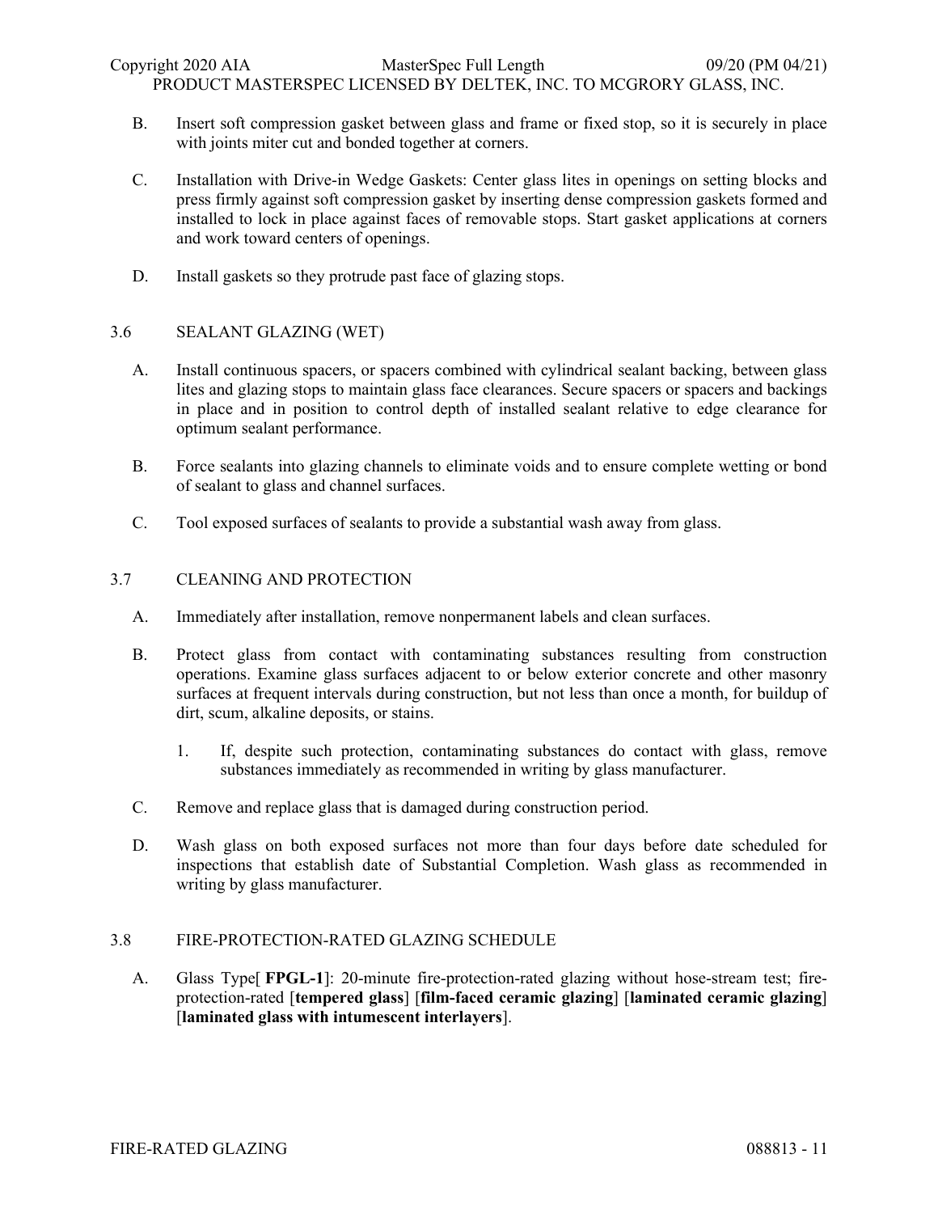B. Insert soft compression gasket between glass and frame or fixed stop, so it is securely in place with joints miter cut and bonded together at corners.

C. Installation with Drive-in Wedge Gaskets: Center glass lites in openings on setting blocks and press firmly against soft compression gasket by inserting dense compression gaskets formed and installed to lock in place against faces of removable stops. Start gasket applications at corners and work toward centers of openings.

D. Install gaskets so they protrude past face of glazing stops.

## 3.6 SEALANT GLAZING (WET)

A. Install continuous spacers, or spacers combined with cylindrical sealant backing, between glass lites and glazing stops to maintain glass face clearances. Secure spacers or spacers and backings in place and in position to control depth of installed sealant relative to edge clearance for optimum sealant performance.

B. Force sealants into glazing channels to eliminate voids and to ensure complete wetting or bond of sealant to glass and channel surfaces.

C. Tool exposed surfaces of sealants to provide a substantial wash away from glass.

## 3.7 CLEANING AND PROTECTION

A. Immediately after installation, remove nonpermanent labels and clean surfaces.

B. Protect glass from contact with contaminating substances resulting from construction operations. Examine glass surfaces adjacent to or below exterior concrete and other masonry surfaces at frequent intervals during construction, but not less than once a month, for buildup of dirt, scum, alkaline deposits, or stains.

   1. If, despite such protection, contaminating substances do contact with glass, remove substances immediately as recommended in writing by glass manufacturer.

C. Remove and replace glass that is damaged during construction period.

D. Wash glass on both exposed surfaces not more than four days before date scheduled for inspections that establish date of Substantial Completion. Wash glass as recommended in writing by glass manufacturer.

## 3.8 FIRE-PROTECTION-RATED GLAZING SCHEDULE

A. Glass Type[ **FPGL-1**]: 20-minute fire-protection-rated glazing without hose-stream test; fire-protection-rated [**tempered glass**] [**film-faced ceramic glazing**] [**laminated ceramic glazing**] [**laminated glass with intumescent interlayers**].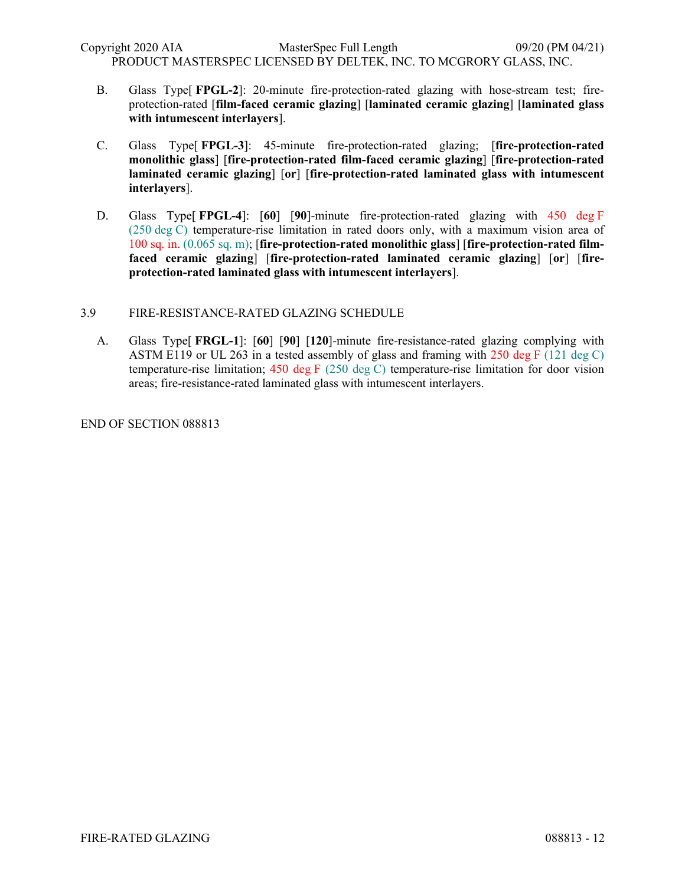B. Glass Type[ **FPGL-2**]: 20-minute fire-protection-rated glazing with hose-stream test; fire-protection-rated [**film-faced ceramic glazing**] [**laminated ceramic glazing**] [**laminated glass with intumescent interlayers**].

C. Glass Type[ **FPGL-3**]: 45-minute fire-protection-rated glazing; [**fire-protection-rated monolithic glass**] [**fire-protection-rated film-faced ceramic glazing**] [**fire-protection-rated laminated ceramic glazing**] [**or**] [**fire-protection-rated laminated glass with intumescent interlayers**].

D. Glass Type[ **FPGL-4**]: [**60**] [**90**]-minute fire-protection-rated glazing with 450 deg F (250 deg C) temperature-rise limitation in rated doors only, with a maximum vision area of 100 sq. in. (0.065 sq. m); [**fire-protection-rated monolithic glass**] [**fire-protection-rated film-faced ceramic glazing**] [**fire-protection-rated laminated ceramic glazing**] [**or**] [**fire-protection-rated laminated glass with intumescent interlayers**].

## 3.9 FIRE-RESISTANCE-RATED GLAZING SCHEDULE

A. Glass Type[ **FRGL-1**]: [**60**] [**90**] [**120**]-minute fire-resistance-rated glazing complying with ASTM E119 or UL 263 in a tested assembly of glass and framing with 250 deg F (121 deg C) temperature-rise limitation; 450 deg F (250 deg C) temperature-rise limitation for door vision areas; fire-resistance-rated laminated glass with intumescent interlayers.

END OF SECTION 088813